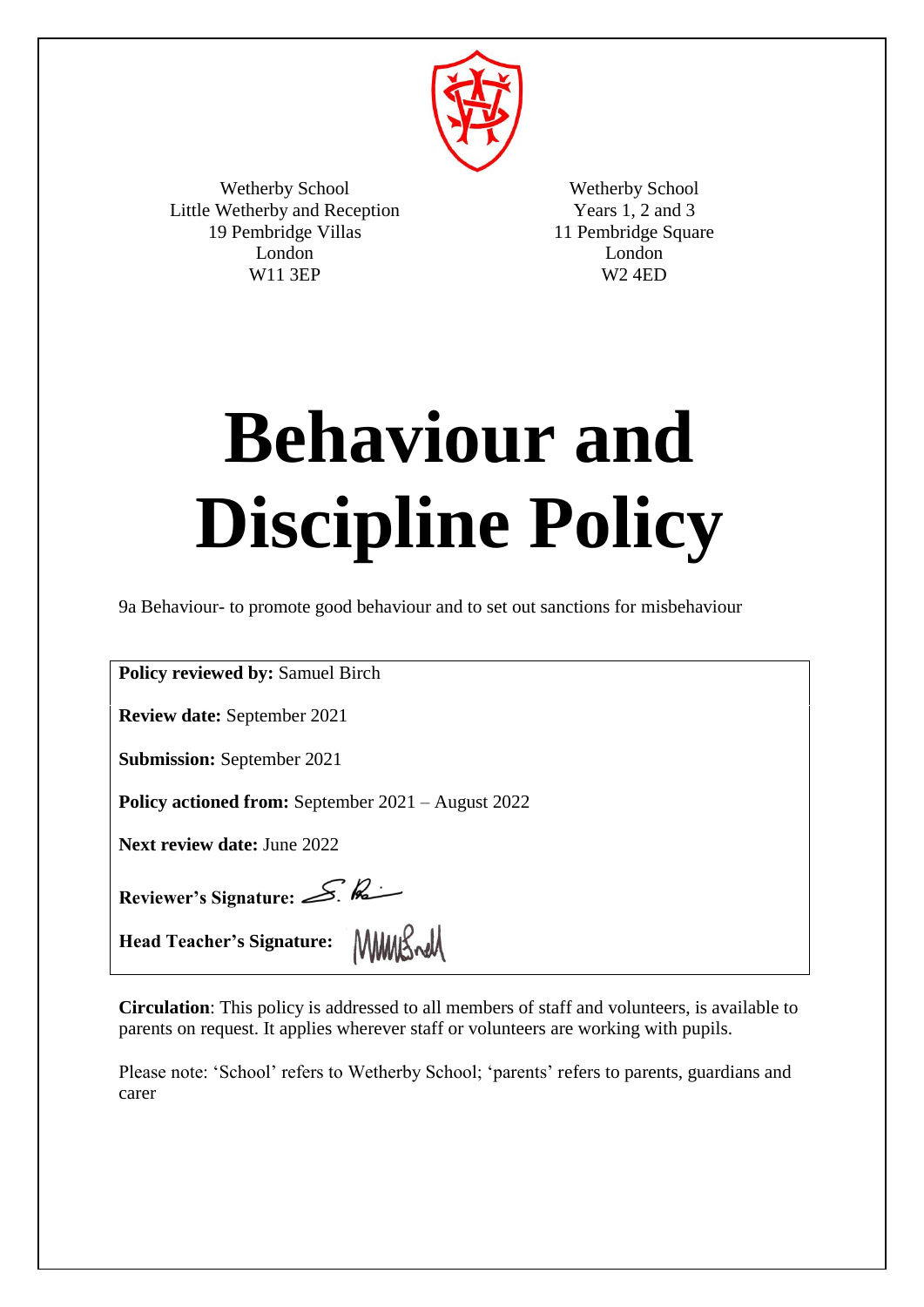Wetherby School
Little Wetherby and Reception
19 Pembridge Villas
London
W11 3EP

Wetherby School
Years 1, 2 and 3
11 Pembridge Square
London
W2 4ED

# Behaviour and Discipline Policy

9a Behaviour- to promote good behaviour and to set out sanctions for misbehaviour

**Policy reviewed by:** Samuel Birch

**Review date:** September 2021

**Submission:** September 2021

**Policy actioned from:** September 2021 – August 2022

**Next review date:** June 2022

**Reviewer's Signature:**

**Head Teacher's Signature:**

**Circulation**: This policy is addressed to all members of staff and volunteers, is available to parents on request. It applies wherever staff or volunteers are working with pupils.

Please note: 'School' refers to Wetherby School; 'parents' refers to parents, guardians and carer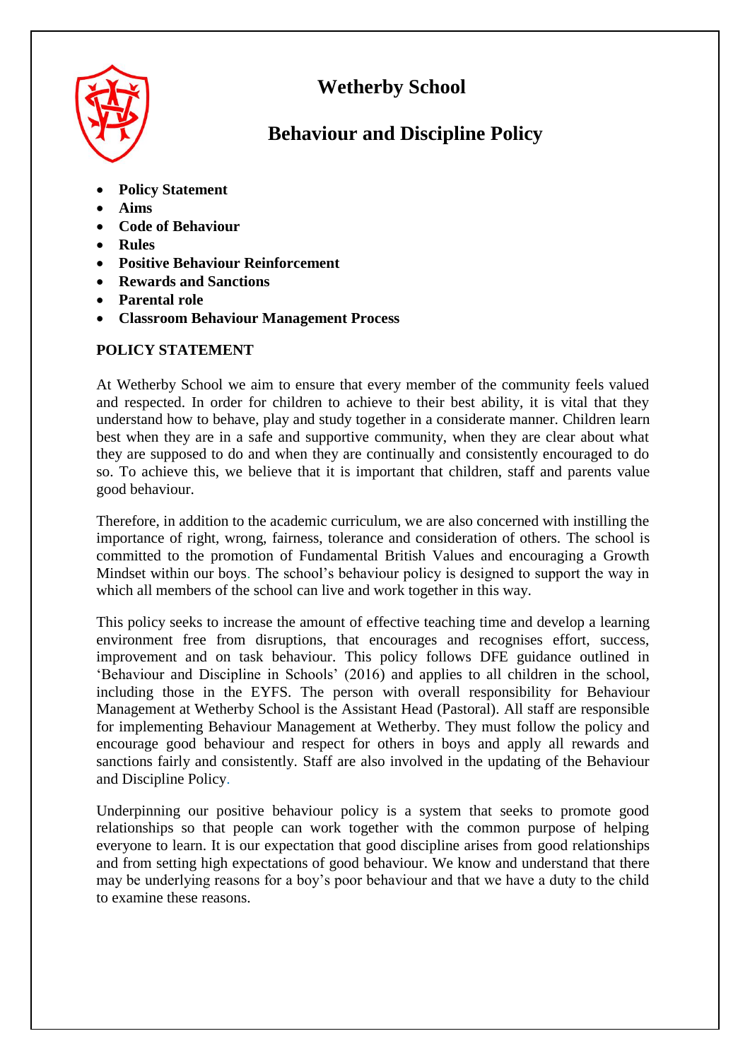# Wetherby School

## Behaviour and Discipline Policy

- **Policy Statement**
- **Aims**
- **Code of Behaviour**
- **Rules**
- **Positive Behaviour Reinforcement**
- **Rewards and Sanctions**
- **Parental role**
- **Classroom Behaviour Management Process**

### POLICY STATEMENT

At Wetherby School we aim to ensure that every member of the community feels valued and respected. In order for children to achieve to their best ability, it is vital that they understand how to behave, play and study together in a considerate manner. Children learn best when they are in a safe and supportive community, when they are clear about what they are supposed to do and when they are continually and consistently encouraged to do so. To achieve this, we believe that it is important that children, staff and parents value good behaviour.

Therefore, in addition to the academic curriculum, we are also concerned with instilling the importance of right, wrong, fairness, tolerance and consideration of others. The school is committed to the promotion of Fundamental British Values and encouraging a Growth Mindset within our boys. The school's behaviour policy is designed to support the way in which all members of the school can live and work together in this way.

This policy seeks to increase the amount of effective teaching time and develop a learning environment free from disruptions, that encourages and recognises effort, success, improvement and on task behaviour. This policy follows DFE guidance outlined in 'Behaviour and Discipline in Schools' (2016) and applies to all children in the school, including those in the EYFS. The person with overall responsibility for Behaviour Management at Wetherby School is the Assistant Head (Pastoral). All staff are responsible for implementing Behaviour Management at Wetherby. They must follow the policy and encourage good behaviour and respect for others in boys and apply all rewards and sanctions fairly and consistently. Staff are also involved in the updating of the Behaviour and Discipline Policy.

Underpinning our positive behaviour policy is a system that seeks to promote good relationships so that people can work together with the common purpose of helping everyone to learn. It is our expectation that good discipline arises from good relationships and from setting high expectations of good behaviour. We know and understand that there may be underlying reasons for a boy's poor behaviour and that we have a duty to the child to examine these reasons.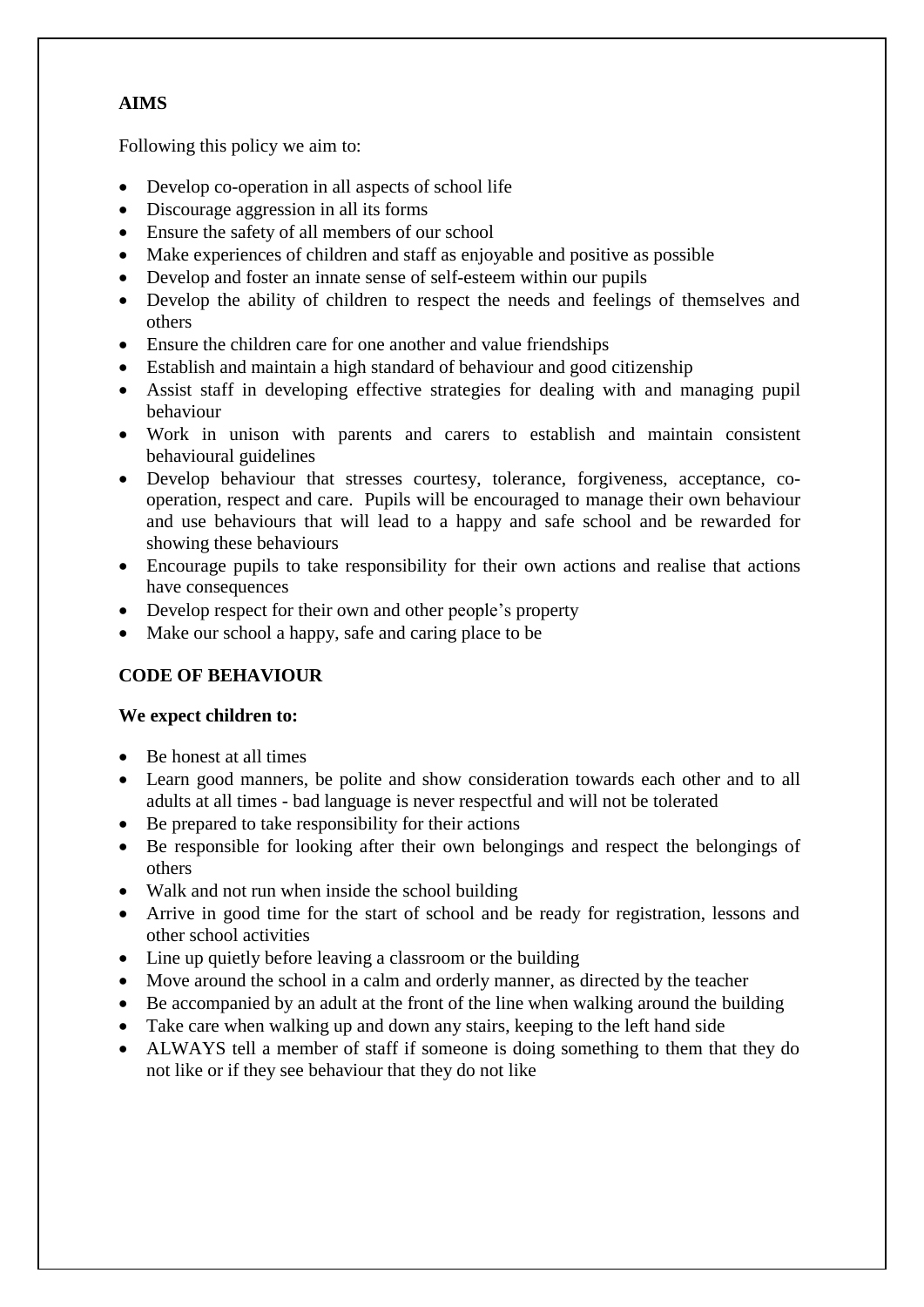**AIMS**

Following this policy we aim to:

- Develop co-operation in all aspects of school life
- Discourage aggression in all its forms
- Ensure the safety of all members of our school
- Make experiences of children and staff as enjoyable and positive as possible
- Develop and foster an innate sense of self-esteem within our pupils
- Develop the ability of children to respect the needs and feelings of themselves and others
- Ensure the children care for one another and value friendships
- Establish and maintain a high standard of behaviour and good citizenship
- Assist staff in developing effective strategies for dealing with and managing pupil behaviour
- Work in unison with parents and carers to establish and maintain consistent behavioural guidelines
- Develop behaviour that stresses courtesy, tolerance, forgiveness, acceptance, co-operation, respect and care. Pupils will be encouraged to manage their own behaviour and use behaviours that will lead to a happy and safe school and be rewarded for showing these behaviours
- Encourage pupils to take responsibility for their own actions and realise that actions have consequences
- Develop respect for their own and other people's property
- Make our school a happy, safe and caring place to be

**CODE OF BEHAVIOUR**

**We expect children to:**

- Be honest at all times
- Learn good manners, be polite and show consideration towards each other and to all adults at all times - bad language is never respectful and will not be tolerated
- Be prepared to take responsibility for their actions
- Be responsible for looking after their own belongings and respect the belongings of others
- Walk and not run when inside the school building
- Arrive in good time for the start of school and be ready for registration, lessons and other school activities
- Line up quietly before leaving a classroom or the building
- Move around the school in a calm and orderly manner, as directed by the teacher
- Be accompanied by an adult at the front of the line when walking around the building
- Take care when walking up and down any stairs, keeping to the left hand side
- ALWAYS tell a member of staff if someone is doing something to them that they do not like or if they see behaviour that they do not like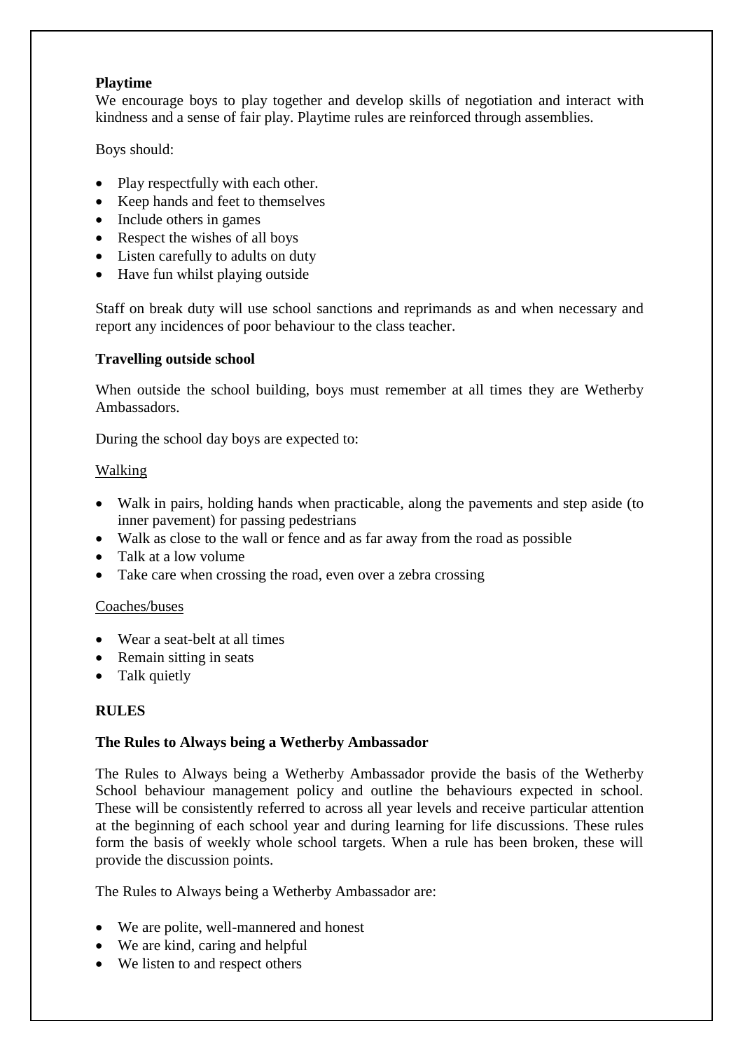**Playtime**

We encourage boys to play together and develop skills of negotiation and interact with kindness and a sense of fair play. Playtime rules are reinforced through assemblies.

Boys should:

- Play respectfully with each other.
- Keep hands and feet to themselves
- Include others in games
- Respect the wishes of all boys
- Listen carefully to adults on duty
- Have fun whilst playing outside

Staff on break duty will use school sanctions and reprimands as and when necessary and report any incidences of poor behaviour to the class teacher.

**Travelling outside school**

When outside the school building, boys must remember at all times they are Wetherby Ambassadors.

During the school day boys are expected to:

<u>Walking</u>

- Walk in pairs, holding hands when practicable, along the pavements and step aside (to inner pavement) for passing pedestrians
- Walk as close to the wall or fence and as far away from the road as possible
- Talk at a low volume
- Take care when crossing the road, even over a zebra crossing

<u>Coaches/buses</u>

- Wear a seat-belt at all times
- Remain sitting in seats
- Talk quietly

**RULES**

**The Rules to Always being a Wetherby Ambassador**

The Rules to Always being a Wetherby Ambassador provide the basis of the Wetherby School behaviour management policy and outline the behaviours expected in school. These will be consistently referred to across all year levels and receive particular attention at the beginning of each school year and during learning for life discussions. These rules form the basis of weekly whole school targets. When a rule has been broken, these will provide the discussion points.

The Rules to Always being a Wetherby Ambassador are:

- We are polite, well-mannered and honest
- We are kind, caring and helpful
- We listen to and respect others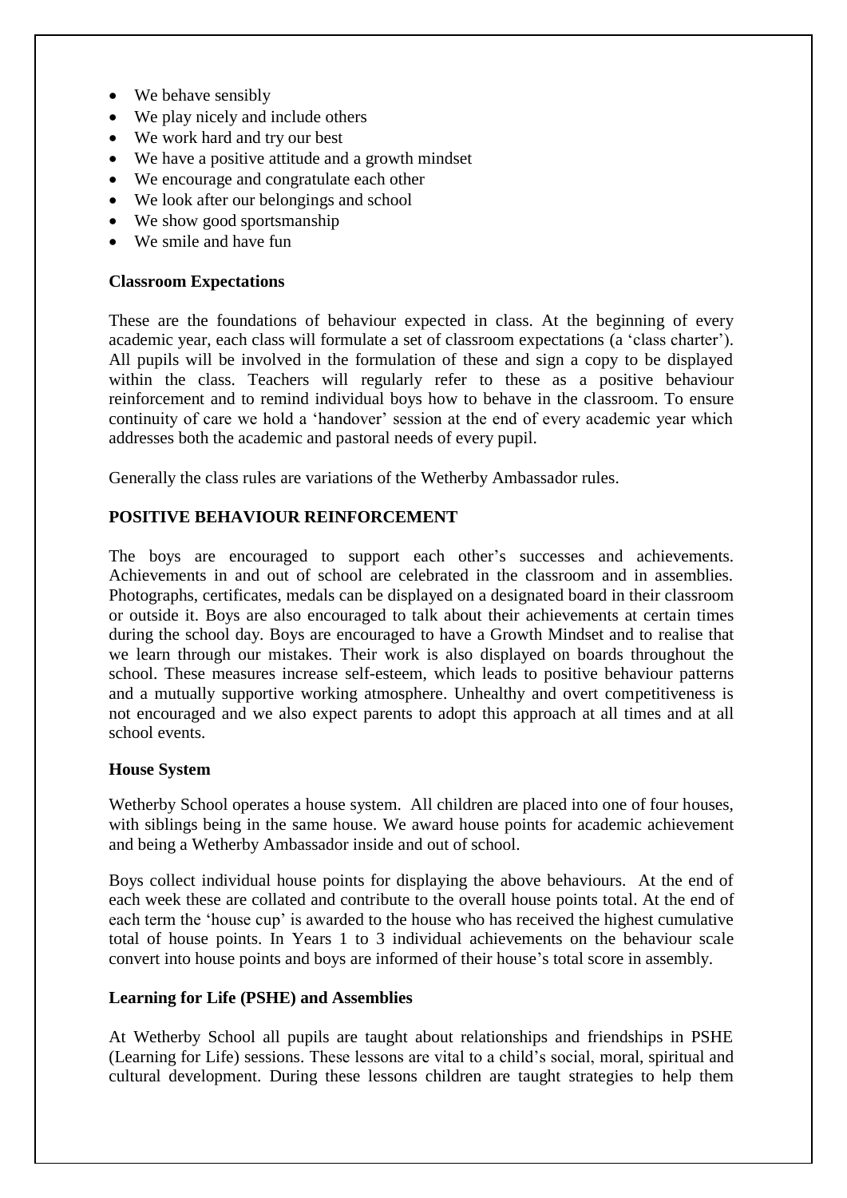- We behave sensibly
- We play nicely and include others
- We work hard and try our best
- We have a positive attitude and a growth mindset
- We encourage and congratulate each other
- We look after our belongings and school
- We show good sportsmanship
- We smile and have fun

**Classroom Expectations**

These are the foundations of behaviour expected in class. At the beginning of every academic year, each class will formulate a set of classroom expectations (a 'class charter'). All pupils will be involved in the formulation of these and sign a copy to be displayed within the class. Teachers will regularly refer to these as a positive behaviour reinforcement and to remind individual boys how to behave in the classroom. To ensure continuity of care we hold a 'handover' session at the end of every academic year which addresses both the academic and pastoral needs of every pupil.

Generally the class rules are variations of the Wetherby Ambassador rules.

**POSITIVE BEHAVIOUR REINFORCEMENT**

The boys are encouraged to support each other's successes and achievements. Achievements in and out of school are celebrated in the classroom and in assemblies. Photographs, certificates, medals can be displayed on a designated board in their classroom or outside it. Boys are also encouraged to talk about their achievements at certain times during the school day. Boys are encouraged to have a Growth Mindset and to realise that we learn through our mistakes. Their work is also displayed on boards throughout the school. These measures increase self-esteem, which leads to positive behaviour patterns and a mutually supportive working atmosphere. Unhealthy and overt competitiveness is not encouraged and we also expect parents to adopt this approach at all times and at all school events.

**House System**

Wetherby School operates a house system. All children are placed into one of four houses, with siblings being in the same house. We award house points for academic achievement and being a Wetherby Ambassador inside and out of school.

Boys collect individual house points for displaying the above behaviours. At the end of each week these are collated and contribute to the overall house points total. At the end of each term the 'house cup' is awarded to the house who has received the highest cumulative total of house points. In Years 1 to 3 individual achievements on the behaviour scale convert into house points and boys are informed of their house's total score in assembly.

**Learning for Life (PSHE) and Assemblies**

At Wetherby School all pupils are taught about relationships and friendships in PSHE (Learning for Life) sessions. These lessons are vital to a child's social, moral, spiritual and cultural development. During these lessons children are taught strategies to help them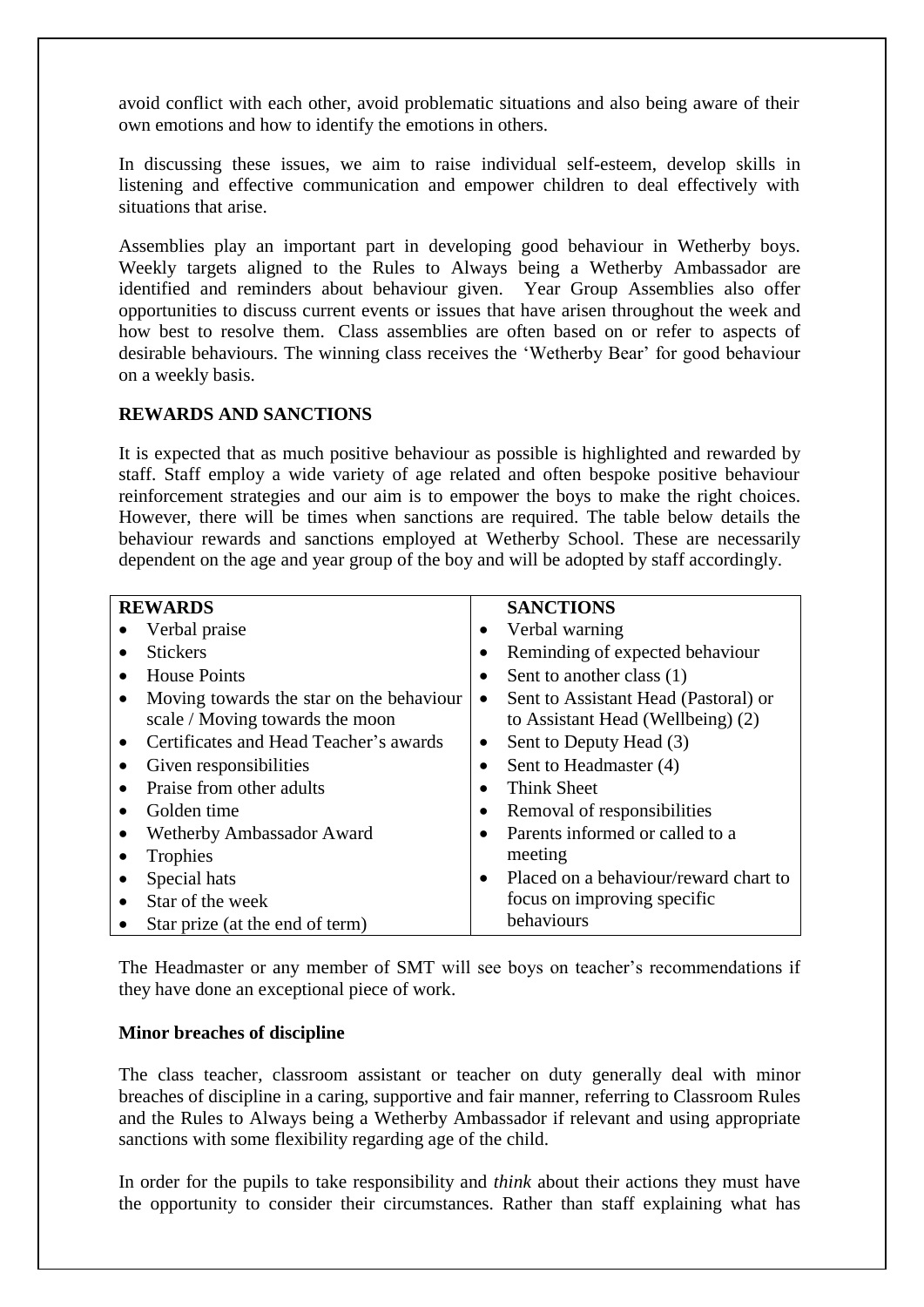avoid conflict with each other, avoid problematic situations and also being aware of their own emotions and how to identify the emotions in others.

In discussing these issues, we aim to raise individual self-esteem, develop skills in listening and effective communication and empower children to deal effectively with situations that arise.

Assemblies play an important part in developing good behaviour in Wetherby boys. Weekly targets aligned to the Rules to Always being a Wetherby Ambassador are identified and reminders about behaviour given. Year Group Assemblies also offer opportunities to discuss current events or issues that have arisen throughout the week and how best to resolve them. Class assemblies are often based on or refer to aspects of desirable behaviours. The winning class receives the 'Wetherby Bear' for good behaviour on a weekly basis.

**REWARDS AND SANCTIONS**

It is expected that as much positive behaviour as possible is highlighted and rewarded by staff. Staff employ a wide variety of age related and often bespoke positive behaviour reinforcement strategies and our aim is to empower the boys to make the right choices. However, there will be times when sanctions are required. The table below details the behaviour rewards and sanctions employed at Wetherby School. These are necessarily dependent on the age and year group of the boy and will be adopted by staff accordingly.

| REWARDS | SANCTIONS |
|---|---|
| • Verbal praise | • Verbal warning |
| • Stickers | • Reminding of expected behaviour |
| • House Points | • Sent to another class (1) |
| • Moving towards the star on the behaviour scale / Moving towards the moon | • Sent to Assistant Head (Pastoral) or to Assistant Head (Wellbeing) (2) |
| • Certificates and Head Teacher's awards | • Sent to Deputy Head (3) |
| • Given responsibilities | • Sent to Headmaster (4) |
| • Praise from other adults | • Think Sheet |
| • Golden time | • Removal of responsibilities |
| • Wetherby Ambassador Award | • Parents informed or called to a meeting |
| • Trophies | • Placed on a behaviour/reward chart to focus on improving specific behaviours |
| • Special hats | |
| • Star of the week | |
| • Star prize (at the end of term) | |

The Headmaster or any member of SMT will see boys on teacher's recommendations if they have done an exceptional piece of work.

**Minor breaches of discipline**

The class teacher, classroom assistant or teacher on duty generally deal with minor breaches of discipline in a caring, supportive and fair manner, referring to Classroom Rules and the Rules to Always being a Wetherby Ambassador if relevant and using appropriate sanctions with some flexibility regarding age of the child.

In order for the pupils to take responsibility and *think* about their actions they must have the opportunity to consider their circumstances. Rather than staff explaining what has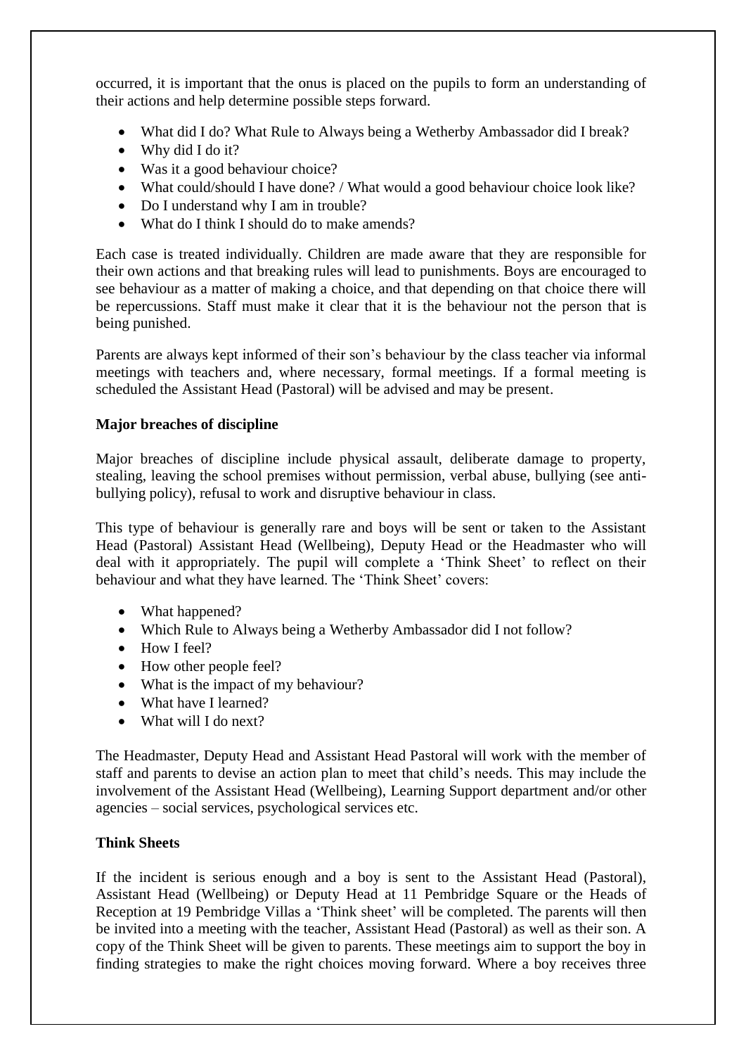occurred, it is important that the onus is placed on the pupils to form an understanding of their actions and help determine possible steps forward.

- What did I do? What Rule to Always being a Wetherby Ambassador did I break?
- Why did I do it?
- Was it a good behaviour choice?
- What could/should I have done? / What would a good behaviour choice look like?
- Do I understand why I am in trouble?
- What do I think I should do to make amends?

Each case is treated individually. Children are made aware that they are responsible for their own actions and that breaking rules will lead to punishments. Boys are encouraged to see behaviour as a matter of making a choice, and that depending on that choice there will be repercussions. Staff must make it clear that it is the behaviour not the person that is being punished.

Parents are always kept informed of their son's behaviour by the class teacher via informal meetings with teachers and, where necessary, formal meetings. If a formal meeting is scheduled the Assistant Head (Pastoral) will be advised and may be present.

**Major breaches of discipline**

Major breaches of discipline include physical assault, deliberate damage to property, stealing, leaving the school premises without permission, verbal abuse, bullying (see anti-bullying policy), refusal to work and disruptive behaviour in class.

This type of behaviour is generally rare and boys will be sent or taken to the Assistant Head (Pastoral) Assistant Head (Wellbeing), Deputy Head or the Headmaster who will deal with it appropriately. The pupil will complete a 'Think Sheet' to reflect on their behaviour and what they have learned. The 'Think Sheet' covers:

- What happened?
- Which Rule to Always being a Wetherby Ambassador did I not follow?
- How I feel?
- How other people feel?
- What is the impact of my behaviour?
- What have I learned?
- What will I do next?

The Headmaster, Deputy Head and Assistant Head Pastoral will work with the member of staff and parents to devise an action plan to meet that child's needs. This may include the involvement of the Assistant Head (Wellbeing), Learning Support department and/or other agencies – social services, psychological services etc.

**Think Sheets**

If the incident is serious enough and a boy is sent to the Assistant Head (Pastoral), Assistant Head (Wellbeing) or Deputy Head at 11 Pembridge Square or the Heads of Reception at 19 Pembridge Villas a 'Think sheet' will be completed. The parents will then be invited into a meeting with the teacher, Assistant Head (Pastoral) as well as their son. A copy of the Think Sheet will be given to parents. These meetings aim to support the boy in finding strategies to make the right choices moving forward. Where a boy receives three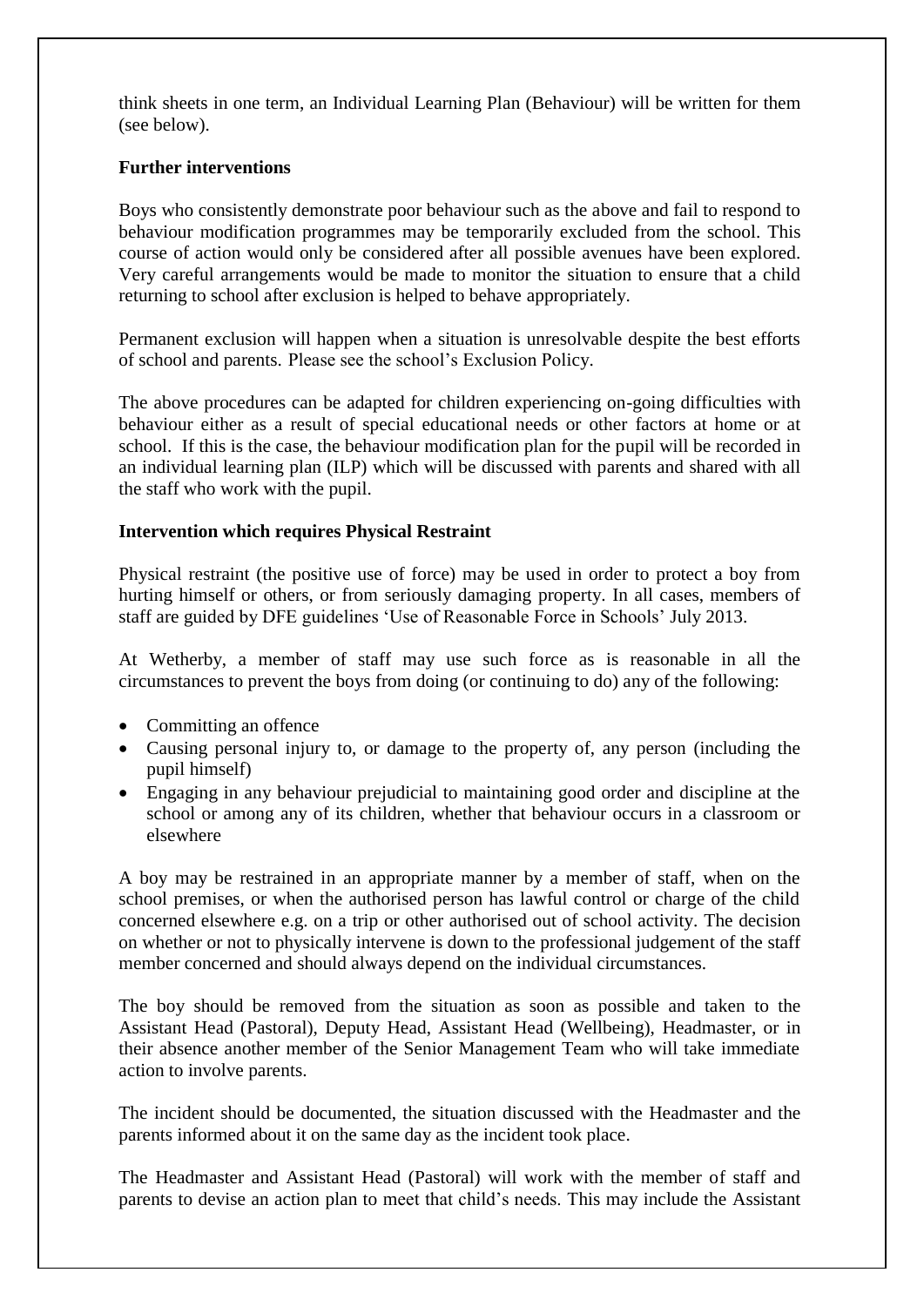think sheets in one term, an Individual Learning Plan (Behaviour) will be written for them (see below).

**Further interventions**

Boys who consistently demonstrate poor behaviour such as the above and fail to respond to behaviour modification programmes may be temporarily excluded from the school. This course of action would only be considered after all possible avenues have been explored. Very careful arrangements would be made to monitor the situation to ensure that a child returning to school after exclusion is helped to behave appropriately.

Permanent exclusion will happen when a situation is unresolvable despite the best efforts of school and parents. Please see the school's Exclusion Policy.

The above procedures can be adapted for children experiencing on-going difficulties with behaviour either as a result of special educational needs or other factors at home or at school. If this is the case, the behaviour modification plan for the pupil will be recorded in an individual learning plan (ILP) which will be discussed with parents and shared with all the staff who work with the pupil.

**Intervention which requires Physical Restraint**

Physical restraint (the positive use of force) may be used in order to protect a boy from hurting himself or others, or from seriously damaging property. In all cases, members of staff are guided by DFE guidelines 'Use of Reasonable Force in Schools' July 2013.

At Wetherby, a member of staff may use such force as is reasonable in all the circumstances to prevent the boys from doing (or continuing to do) any of the following:

- Committing an offence
- Causing personal injury to, or damage to the property of, any person (including the pupil himself)
- Engaging in any behaviour prejudicial to maintaining good order and discipline at the school or among any of its children, whether that behaviour occurs in a classroom or elsewhere

A boy may be restrained in an appropriate manner by a member of staff, when on the school premises, or when the authorised person has lawful control or charge of the child concerned elsewhere e.g. on a trip or other authorised out of school activity. The decision on whether or not to physically intervene is down to the professional judgement of the staff member concerned and should always depend on the individual circumstances.

The boy should be removed from the situation as soon as possible and taken to the Assistant Head (Pastoral), Deputy Head, Assistant Head (Wellbeing), Headmaster, or in their absence another member of the Senior Management Team who will take immediate action to involve parents.

The incident should be documented, the situation discussed with the Headmaster and the parents informed about it on the same day as the incident took place.

The Headmaster and Assistant Head (Pastoral) will work with the member of staff and parents to devise an action plan to meet that child's needs. This may include the Assistant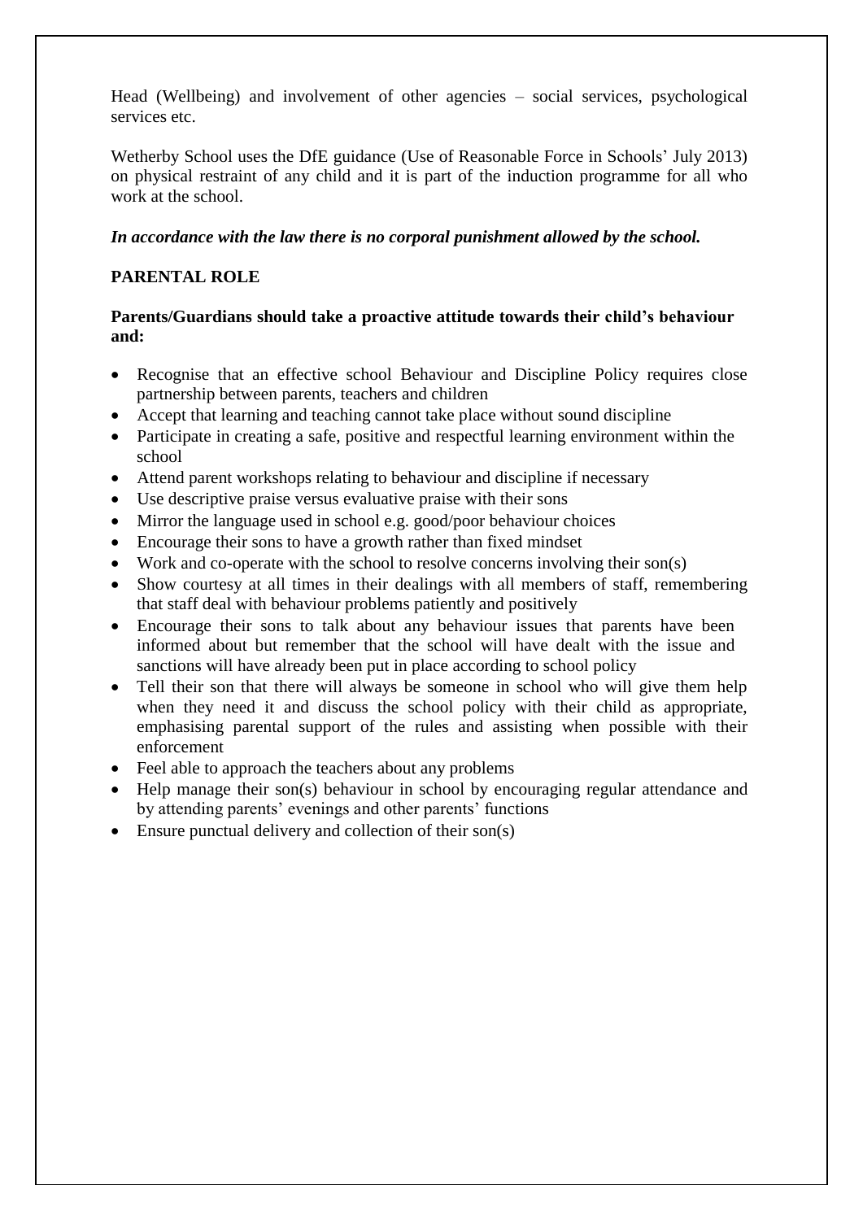Head (Wellbeing) and involvement of other agencies – social services, psychological services etc.

Wetherby School uses the DfE guidance (Use of Reasonable Force in Schools' July 2013) on physical restraint of any child and it is part of the induction programme for all who work at the school.

***In accordance with the law there is no corporal punishment allowed by the school.***

**PARENTAL ROLE**

**Parents/Guardians should take a proactive attitude towards their child's behaviour and:**

- Recognise that an effective school Behaviour and Discipline Policy requires close partnership between parents, teachers and children
- Accept that learning and teaching cannot take place without sound discipline
- Participate in creating a safe, positive and respectful learning environment within the school
- Attend parent workshops relating to behaviour and discipline if necessary
- Use descriptive praise versus evaluative praise with their sons
- Mirror the language used in school e.g. good/poor behaviour choices
- Encourage their sons to have a growth rather than fixed mindset
- Work and co-operate with the school to resolve concerns involving their son(s)
- Show courtesy at all times in their dealings with all members of staff, remembering that staff deal with behaviour problems patiently and positively
- Encourage their sons to talk about any behaviour issues that parents have been informed about but remember that the school will have dealt with the issue and sanctions will have already been put in place according to school policy
- Tell their son that there will always be someone in school who will give them help when they need it and discuss the school policy with their child as appropriate, emphasising parental support of the rules and assisting when possible with their enforcement
- Feel able to approach the teachers about any problems
- Help manage their son(s) behaviour in school by encouraging regular attendance and by attending parents' evenings and other parents' functions
- Ensure punctual delivery and collection of their son(s)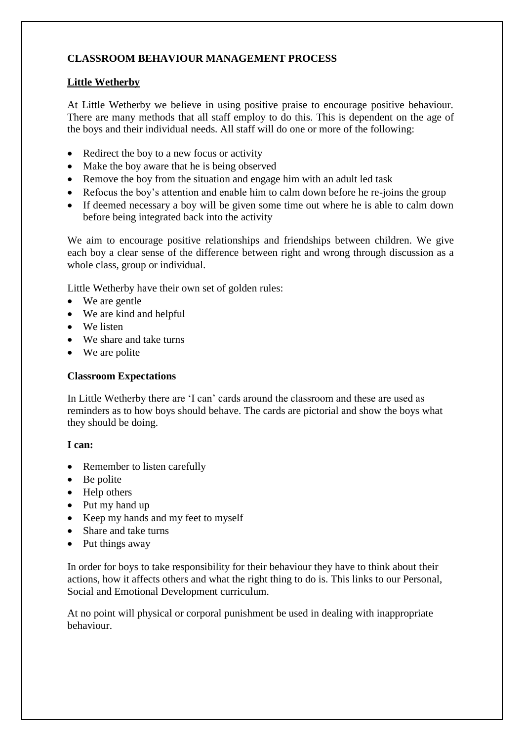**CLASSROOM BEHAVIOUR MANAGEMENT PROCESS**

**Little Wetherby**

At Little Wetherby we believe in using positive praise to encourage positive behaviour. There are many methods that all staff employ to do this. This is dependent on the age of the boys and their individual needs. All staff will do one or more of the following:

- Redirect the boy to a new focus or activity
- Make the boy aware that he is being observed
- Remove the boy from the situation and engage him with an adult led task
- Refocus the boy's attention and enable him to calm down before he re-joins the group
- If deemed necessary a boy will be given some time out where he is able to calm down before being integrated back into the activity

We aim to encourage positive relationships and friendships between children. We give each boy a clear sense of the difference between right and wrong through discussion as a whole class, group or individual.

Little Wetherby have their own set of golden rules:

- We are gentle
- We are kind and helpful
- We listen
- We share and take turns
- We are polite

**Classroom Expectations**

In Little Wetherby there are 'I can' cards around the classroom and these are used as reminders as to how boys should behave. The cards are pictorial and show the boys what they should be doing.

**I can:**

- Remember to listen carefully
- Be polite
- Help others
- Put my hand up
- Keep my hands and my feet to myself
- Share and take turns
- Put things away

In order for boys to take responsibility for their behaviour they have to think about their actions, how it affects others and what the right thing to do is. This links to our Personal, Social and Emotional Development curriculum.

At no point will physical or corporal punishment be used in dealing with inappropriate behaviour.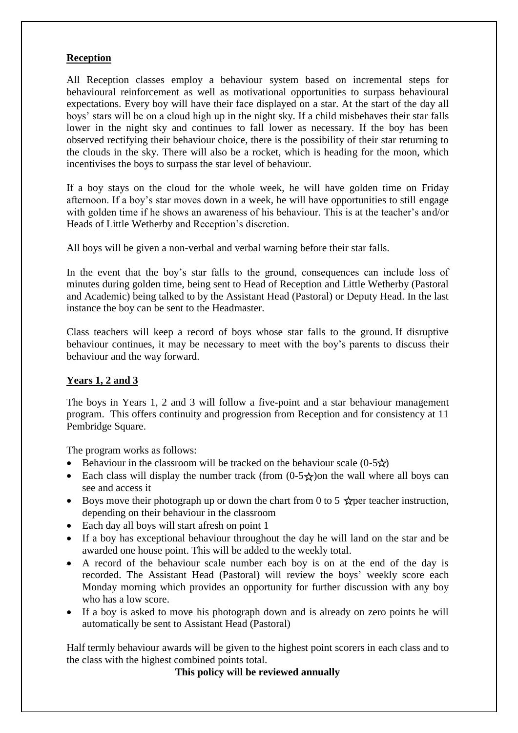**Reception**

All Reception classes employ a behaviour system based on incremental steps for behavioural reinforcement as well as motivational opportunities to surpass behavioural expectations. Every boy will have their face displayed on a star. At the start of the day all boys' stars will be on a cloud high up in the night sky. If a child misbehaves their star falls lower in the night sky and continues to fall lower as necessary. If the boy has been observed rectifying their behaviour choice, there is the possibility of their star returning to the clouds in the sky. There will also be a rocket, which is heading for the moon, which incentivises the boys to surpass the star level of behaviour.

If a boy stays on the cloud for the whole week, he will have golden time on Friday afternoon. If a boy's star moves down in a week, he will have opportunities to still engage with golden time if he shows an awareness of his behaviour. This is at the teacher's and/or Heads of Little Wetherby and Reception's discretion.

All boys will be given a non-verbal and verbal warning before their star falls.

In the event that the boy's star falls to the ground, consequences can include loss of minutes during golden time, being sent to Head of Reception and Little Wetherby (Pastoral and Academic) being talked to by the Assistant Head (Pastoral) or Deputy Head. In the last instance the boy can be sent to the Headmaster.

Class teachers will keep a record of boys whose star falls to the ground. If disruptive behaviour continues, it may be necessary to meet with the boy's parents to discuss their behaviour and the way forward.

**Years 1, 2 and 3**

The boys in Years 1, 2 and 3 will follow a five-point and a star behaviour management program. This offers continuity and progression from Reception and for consistency at 11 Pembridge Square.

The program works as follows:

- Behaviour in the classroom will be tracked on the behaviour scale (0-5☆)
- Each class will display the number track (from (0-5☆)on the wall where all boys can see and access it
- Boys move their photograph up or down the chart from 0 to 5 ☆per teacher instruction, depending on their behaviour in the classroom
- Each day all boys will start afresh on point 1
- If a boy has exceptional behaviour throughout the day he will land on the star and be awarded one house point. This will be added to the weekly total.
- A record of the behaviour scale number each boy is on at the end of the day is recorded. The Assistant Head (Pastoral) will review the boys' weekly score each Monday morning which provides an opportunity for further discussion with any boy who has a low score.
- If a boy is asked to move his photograph down and is already on zero points he will automatically be sent to Assistant Head (Pastoral)

Half termly behaviour awards will be given to the highest point scorers in each class and to the class with the highest combined points total.

**This policy will be reviewed annually**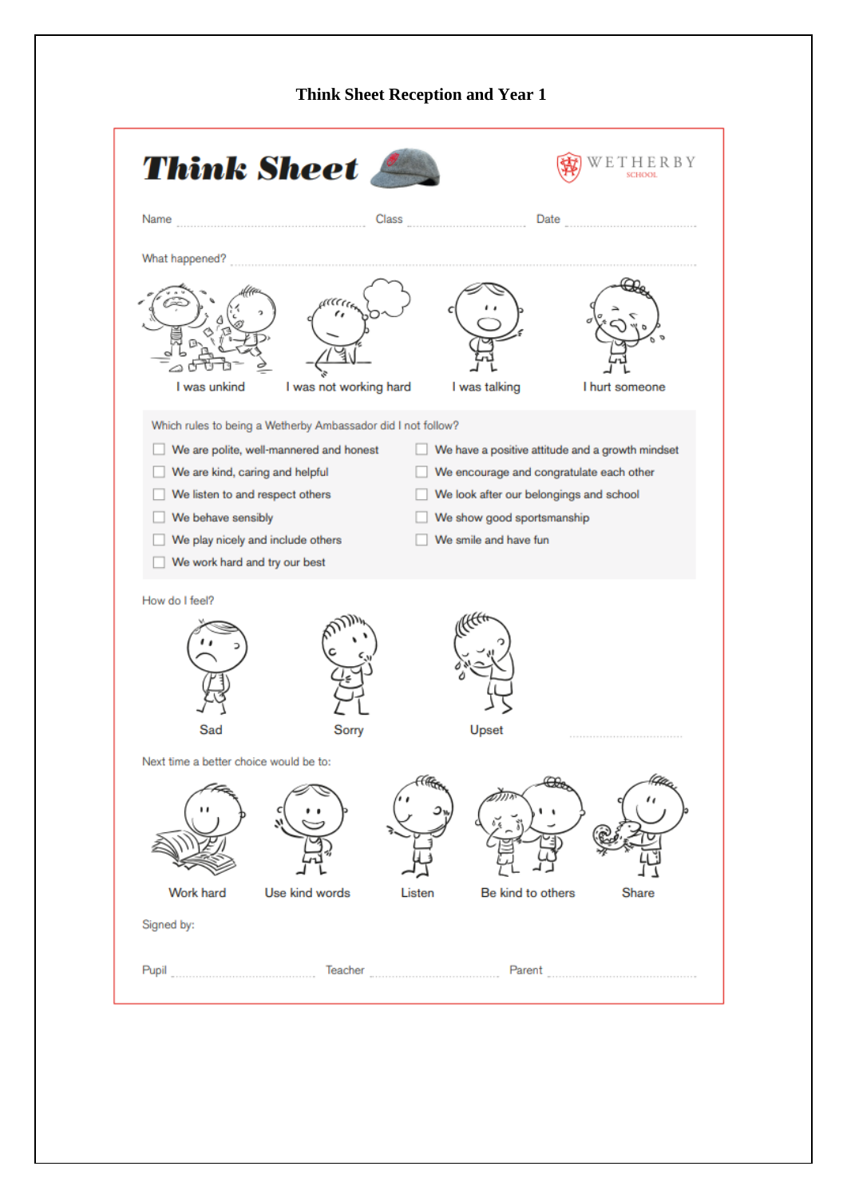# Think Sheet Reception and Year 1

## Think Sheet

WETHERBY SCHOOL

Name ............................ Class ..................... Date .....................

What happened? ..........................................................................

I was unkind | I was not working hard | I was talking | I hurt someone

Which rules to being a Wetherby Ambassador did I not follow?

- ☐ We are polite, well-mannered and honest
- ☐ We are kind, caring and helpful
- ☐ We listen to and respect others
- ☐ We behave sensibly
- ☐ We play nicely and include others
- ☐ We work hard and try our best
- ☐ We have a positive attitude and a growth mindset
- ☐ We encourage and congratulate each other
- ☐ We look after our belongings and school
- ☐ We show good sportsmanship
- ☐ We smile and have fun

How do I feel?

Sad | Sorry | Upset | ....................

Next time a better choice would be to:

Work hard | Use kind words | Listen | Be kind to others | Share

Signed by:

Pupil .................... Teacher .................... Parent ....................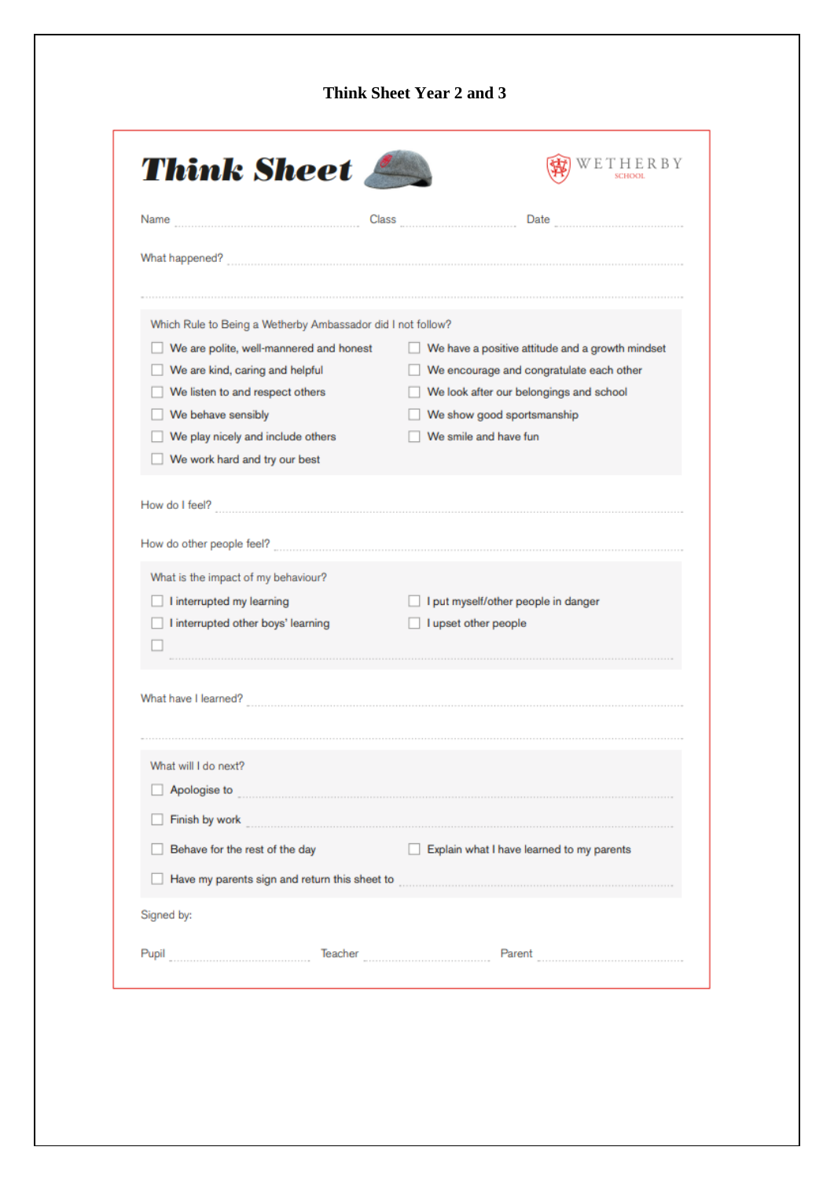**Think Sheet Year 2 and 3**

# Think Sheet

WETHERBY SCHOOL

Name ........................ Class ........................ Date ........................

What happened? ........................

........................

Which Rule to Being a Wetherby Ambassador did I not follow?

- ☐ We are polite, well-mannered and honest
- ☐ We are kind, caring and helpful
- ☐ We listen to and respect others
- ☐ We behave sensibly
- ☐ We play nicely and include others
- ☐ We work hard and try our best
- ☐ We have a positive attitude and a growth mindset
- ☐ We encourage and congratulate each other
- ☐ We look after our belongings and school
- ☐ We show good sportsmanship
- ☐ We smile and have fun

How do I feel? ........................

How do other people feel? ........................

What is the impact of my behaviour?

- ☐ I interrupted my learning
- ☐ I interrupted other boys' learning
- ☐ ........................
- ☐ I put myself/other people in danger
- ☐ I upset other people

What have I learned? ........................

........................

What will I do next?

- ☐ Apologise to ........................
- ☐ Finish by work ........................
- ☐ Behave for the rest of the day
- ☐ Explain what I have learned to my parents
- ☐ Have my parents sign and return this sheet to ........................

Signed by:

Pupil ........................ Teacher ........................ Parent ........................